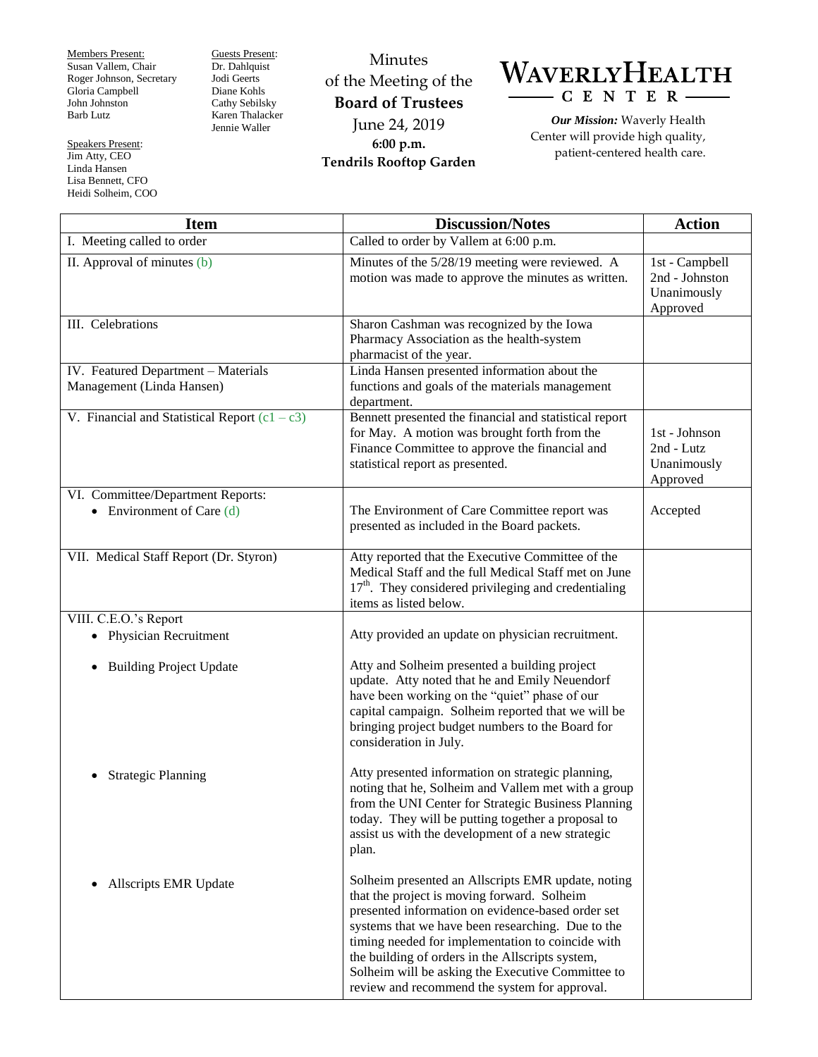Members Present:
Susan Vallem, Chair
Roger Johnson, Secretary
Gloria Campbell
John Johnston
Barb Lutz

Guests Present:
Dr. Dahlquist
Jodi Geerts
Diane Kohls
Cathy Sebilsky
Karen Thalacker
Jennie Waller

Speakers Present:
Jim Atty, CEO
Linda Hansen
Lisa Bennett, CFO
Heidi Solheim, COO

Minutes
of the Meeting of the
**Board of Trustees**
June 24, 2019
**6:00 p.m.**
**Tendrils Rooftop Garden**

**WAVERLYHEALTH CENTER**

***Our Mission:*** Waverly Health Center will provide high quality, patient-centered health care.

| Item | Discussion/Notes | Action |
|---|---|---|
| I. Meeting called to order | Called to order by Vallem at 6:00 p.m. | |
| II. Approval of minutes (b) | Minutes of the 5/28/19 meeting were reviewed. A motion was made to approve the minutes as written. | 1st - Campbell<br>2nd - Johnston<br>Unanimously Approved |
| III. Celebrations | Sharon Cashman was recognized by the Iowa Pharmacy Association as the health-system pharmacist of the year. | |
| IV. Featured Department – Materials Management (Linda Hansen) | Linda Hansen presented information about the functions and goals of the materials management department. | |
| V. Financial and Statistical Report (c1 – c3) | Bennett presented the financial and statistical report for May. A motion was brought forth from the Finance Committee to approve the financial and statistical report as presented. | 1st - Johnson<br>2nd - Lutz<br>Unanimously Approved |
| VI. Committee/Department Reports:<br>• Environment of Care (d) | The Environment of Care Committee report was presented as included in the Board packets. | Accepted |
| VII. Medical Staff Report (Dr. Styron) | Atty reported that the Executive Committee of the Medical Staff and the full Medical Staff met on June 17th. They considered privileging and credentialing items as listed below. | |
| VIII. C.E.O.'s Report<br>• Physician Recruitment | Atty provided an update on physician recruitment. | |
| • Building Project Update | Atty and Solheim presented a building project update. Atty noted that he and Emily Neuendorf have been working on the "quiet" phase of our capital campaign. Solheim reported that we will be bringing project budget numbers to the Board for consideration in July. | |
| • Strategic Planning | Atty presented information on strategic planning, noting that he, Solheim and Vallem met with a group from the UNI Center for Strategic Business Planning today. They will be putting together a proposal to assist us with the development of a new strategic plan. | |
| • Allscripts EMR Update | Solheim presented an Allscripts EMR update, noting that the project is moving forward. Solheim presented information on evidence-based order set systems that we have been researching. Due to the timing needed for implementation to coincide with the building of orders in the Allscripts system, Solheim will be asking the Executive Committee to review and recommend the system for approval. | |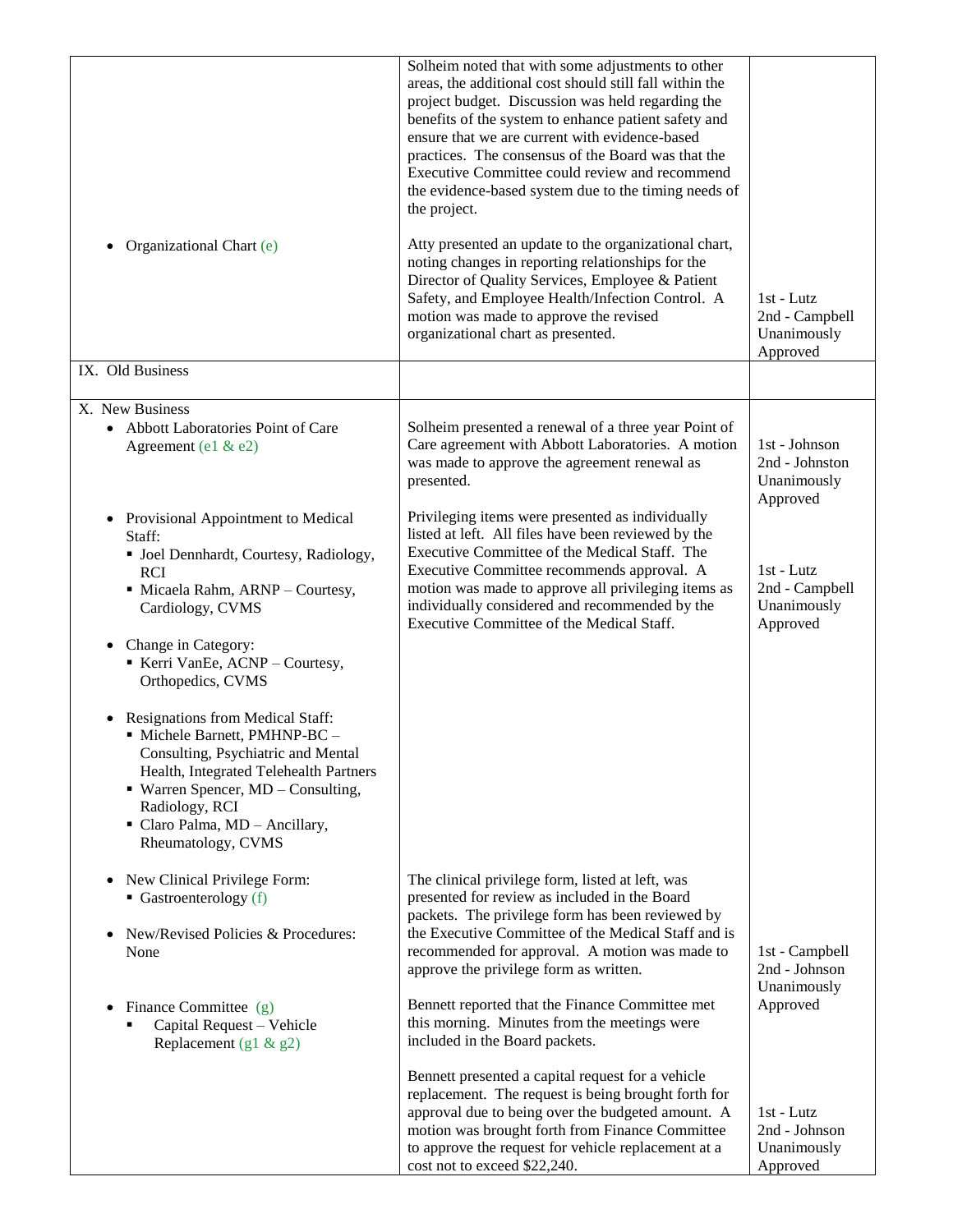| | | |
|---|---|---|
| | Solheim noted that with some adjustments to other areas, the additional cost should still fall within the project budget. Discussion was held regarding the benefits of the system to enhance patient safety and ensure that we are current with evidence-based practices. The consensus of the Board was that the Executive Committee could review and recommend the evidence-based system due to the timing needs of the project. | |
| • Organizational Chart (e) | Atty presented an update to the organizational chart, noting changes in reporting relationships for the Director of Quality Services, Employee & Patient Safety, and Employee Health/Infection Control. A motion was made to approve the revised organizational chart as presented. | 1st - Lutz<br>2nd - Campbell<br>Unanimously Approved |
| IX. Old Business | | |
| X. New Business<br>• Abbott Laboratories Point of Care Agreement (e1 & e2) | Solheim presented a renewal of a three year Point of Care agreement with Abbott Laboratories. A motion was made to approve the agreement renewal as presented. | 1st - Johnson<br>2nd - Johnston<br>Unanimously Approved |
| • Provisional Appointment to Medical Staff:<br>▪ Joel Dennhardt, Courtesy, Radiology, RCI<br>▪ Micaela Rahm, ARNP – Courtesy, Cardiology, CVMS<br><br>• Change in Category:<br>▪ Kerri VanEe, ACNP – Courtesy, Orthopedics, CVMS<br><br>• Resignations from Medical Staff:<br>▪ Michele Barnett, PMHNP-BC – Consulting, Psychiatric and Mental Health, Integrated Telehealth Partners<br>▪ Warren Spencer, MD – Consulting, Radiology, RCI<br>▪ Claro Palma, MD – Ancillary, Rheumatology, CVMS | Privileging items were presented as individually listed at left. All files have been reviewed by the Executive Committee of the Medical Staff. The Executive Committee recommends approval. A motion was made to approve all privileging items as individually considered and recommended by the Executive Committee of the Medical Staff. | 1st - Lutz<br>2nd - Campbell<br>Unanimously Approved |
| • New Clinical Privilege Form:<br>▪ Gastroenterology (f)<br><br>• New/Revised Policies & Procedures: None | The clinical privilege form, listed at left, was presented for review as included in the Board packets. The privilege form has been reviewed by the Executive Committee of the Medical Staff and is recommended for approval. A motion was made to approve the privilege form as written. | 1st - Campbell<br>2nd - Johnson<br>Unanimously Approved |
| • Finance Committee (g)<br>▪ Capital Request – Vehicle Replacement (g1 & g2) | Bennett reported that the Finance Committee met this morning. Minutes from the meetings were included in the Board packets.<br><br>Bennett presented a capital request for a vehicle replacement. The request is being brought forth for approval due to being over the budgeted amount. A motion was brought forth from Finance Committee to approve the request for vehicle replacement at a cost not to exceed $22,240. | 1st - Lutz<br>2nd - Johnson<br>Unanimously Approved |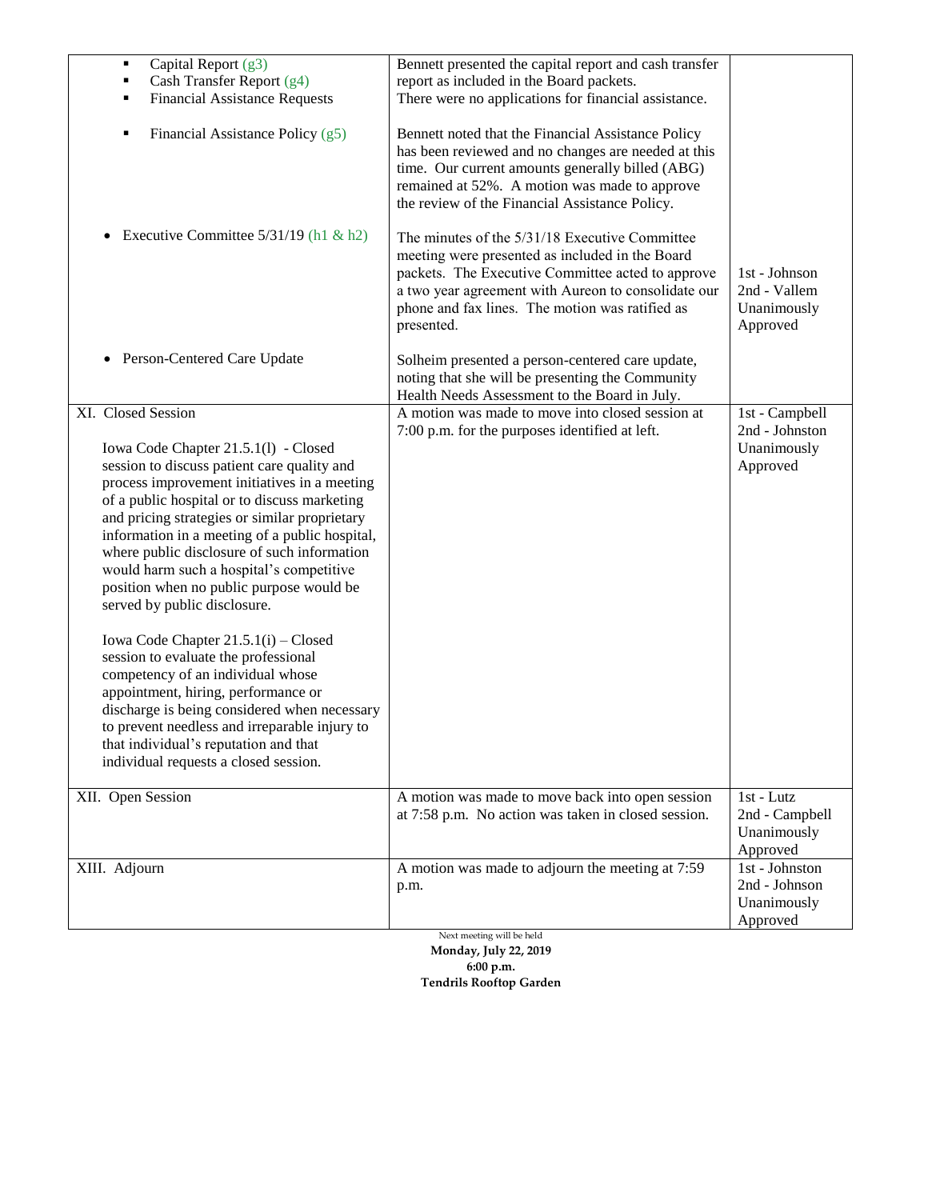| | | |
|---|---|---|
| ▪ Capital Report (g3)<br>▪ Cash Transfer Report (g4)<br>▪ Financial Assistance Requests<br><br>▪ Financial Assistance Policy (g5) | Bennett presented the capital report and cash transfer report as included in the Board packets.<br>There were no applications for financial assistance.<br><br>Bennett noted that the Financial Assistance Policy has been reviewed and no changes are needed at this time. Our current amounts generally billed (ABG) remained at 52%. A motion was made to approve the review of the Financial Assistance Policy. | |
| • Executive Committee 5/31/19 (h1 & h2) | The minutes of the 5/31/18 Executive Committee meeting were presented as included in the Board packets. The Executive Committee acted to approve a two year agreement with Aureon to consolidate our phone and fax lines. The motion was ratified as presented. | 1st - Johnson<br>2nd - Vallem<br>Unanimously Approved |
| • Person-Centered Care Update | Solheim presented a person-centered care update, noting that she will be presenting the Community Health Needs Assessment to the Board in July. | |
| XI. Closed Session<br><br>Iowa Code Chapter 21.5.1(l) - Closed session to discuss patient care quality and process improvement initiatives in a meeting of a public hospital or to discuss marketing and pricing strategies or similar proprietary information in a meeting of a public hospital, where public disclosure of such information would harm such a hospital's competitive position when no public purpose would be served by public disclosure.<br><br>Iowa Code Chapter 21.5.1(i) – Closed session to evaluate the professional competency of an individual whose appointment, hiring, performance or discharge is being considered when necessary to prevent needless and irreparable injury to that individual's reputation and that individual requests a closed session. | A motion was made to move into closed session at 7:00 p.m. for the purposes identified at left. | 1st - Campbell<br>2nd - Johnston<br>Unanimously Approved |
| XII. Open Session | A motion was made to move back into open session at 7:58 p.m. No action was taken in closed session. | 1st - Lutz<br>2nd - Campbell<br>Unanimously Approved |
| XIII. Adjourn | A motion was made to adjourn the meeting at 7:59 p.m. | 1st - Johnston<br>2nd - Johnson<br>Unanimously Approved |

Next meeting will be held
**Monday, July 22, 2019**
**6:00 p.m.**
**Tendrils Rooftop Garden**